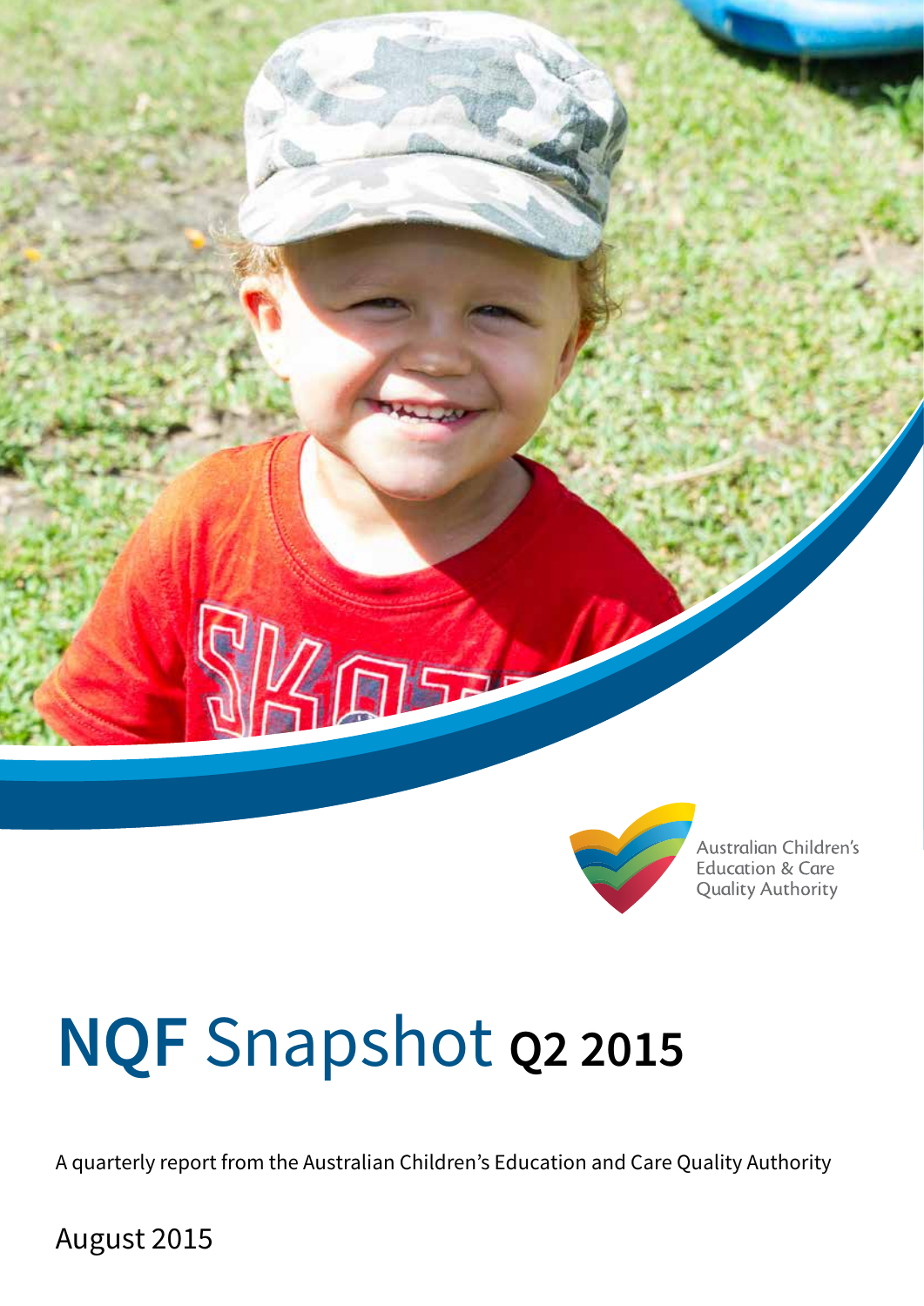Australian Children's Education & Care Quality Authority

# NQF Snapshot Q2 2015

A quarterly report from the Australian Children's Education and Care Quality Authority

August 2015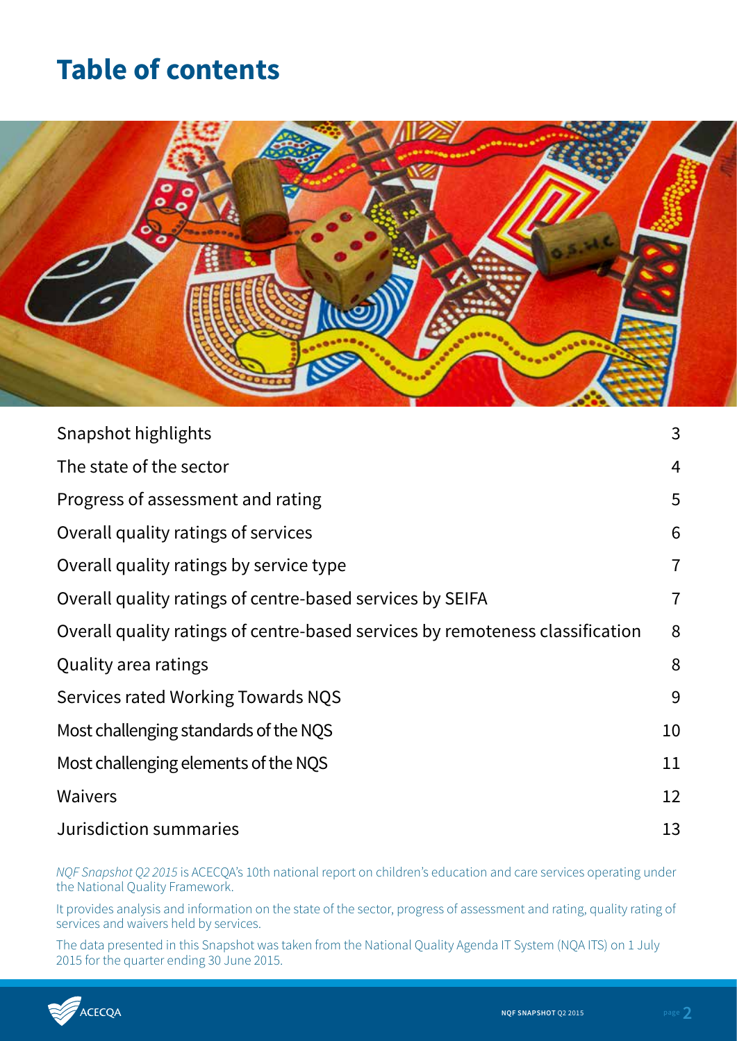# Table of contents

| | |
|---|---|
| Snapshot highlights | 3 |
| The state of the sector | 4 |
| Progress of assessment and rating | 5 |
| Overall quality ratings of services | 6 |
| Overall quality ratings by service type | 7 |
| Overall quality ratings of centre-based services by SEIFA | 7 |
| Overall quality ratings of centre-based services by remoteness classification | 8 |
| Quality area ratings | 8 |
| Services rated Working Towards NQS | 9 |
| Most challenging standards of the NQS | 10 |
| Most challenging elements of the NQS | 11 |
| Waivers | 12 |
| Jurisdiction summaries | 13 |

*NQF Snapshot Q2 2015* is ACECQA's 10th national report on children's education and care services operating under the National Quality Framework.

It provides analysis and information on the state of the sector, progress of assessment and rating, quality rating of services and waivers held by services.

The data presented in this Snapshot was taken from the National Quality Agenda IT System (NQA ITS) on 1 July 2015 for the quarter ending 30 June 2015.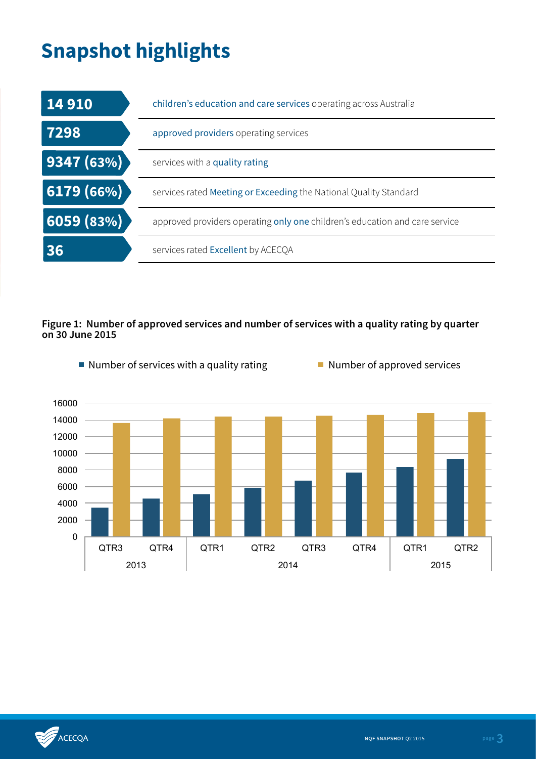# Snapshot highlights

| | |
|---|---|
| **14 910** | children's education and care services operating across Australia |
| **7298** | approved providers operating services |
| **9347 (63%)** | services with a quality rating |
| **6179 (66%)** | services rated Meeting or Exceeding the National Quality Standard |
| **6059 (83%)** | approved providers operating only one children's education and care service |
| **36** | services rated Excellent by ACECQA |

**Figure 1: Number of approved services and number of services with a quality rating by quarter on 30 June 2015**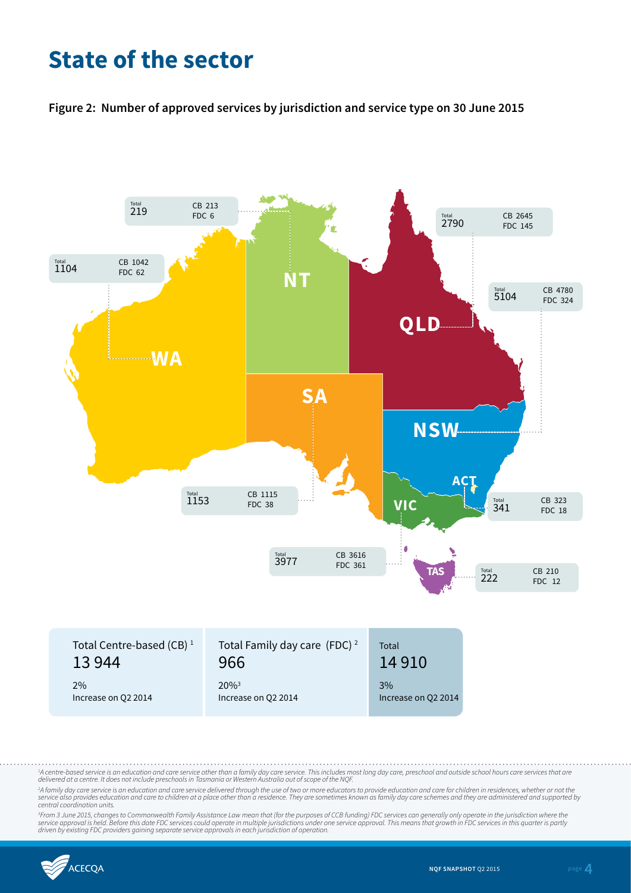# State of the sector

**Figure 2: Number of approved services by jurisdiction and service type on 30 June 2015**

| Jurisdiction | Total | CB | FDC |
| --- | --- | --- | --- |
| NT | 219 | 213 | 6 |
| WA | 1104 | 1042 | 62 |
| QLD | 2790 | 2645 | 145 |
| NSW | 5104 | 4780 | 324 |
| SA | 1153 | 1115 | 38 |
| ACT | 341 | 323 | 18 |
| VIC | 3977 | 3616 | 361 |
| TAS | 222 | 210 | 12 |

| Total Centre-based (CB) [1] | Total Family day care (FDC) [2] | Total |
| --- | --- | --- |
| 13 944 | 966 | 14 910 |
| 2% Increase on Q2 2014 | 20%[3] Increase on Q2 2014 | 3% Increase on Q2 2014 |

[1] *A centre-based service is an education and care service other than a family day care service. This includes most long day care, preschool and outside school hours care services that are delivered at a centre. It does not include preschools in Tasmania or Western Australia out of scope of the NQF.*

[2] *A family day care service is an education and care service delivered through the use of two or more educators to provide education and care for children in residences, whether or not the service also provides education and care to children at a place other than a residence. They are sometimes known as family day care schemes and they are administered and supported by central coordination units.*

[3] *From 3 June 2015, changes to Commonwealth Family Assistance Law mean that (for the purposes of CCB funding) FDC services can generally only operate in the jurisdiction where the service approval is held. Before this date FDC services could operate in multiple jurisdictions under one service approval. This means that growth in FDC services in this quarter is partly driven by existing FDC providers gaining separate service approvals in each jurisdiction of operation.*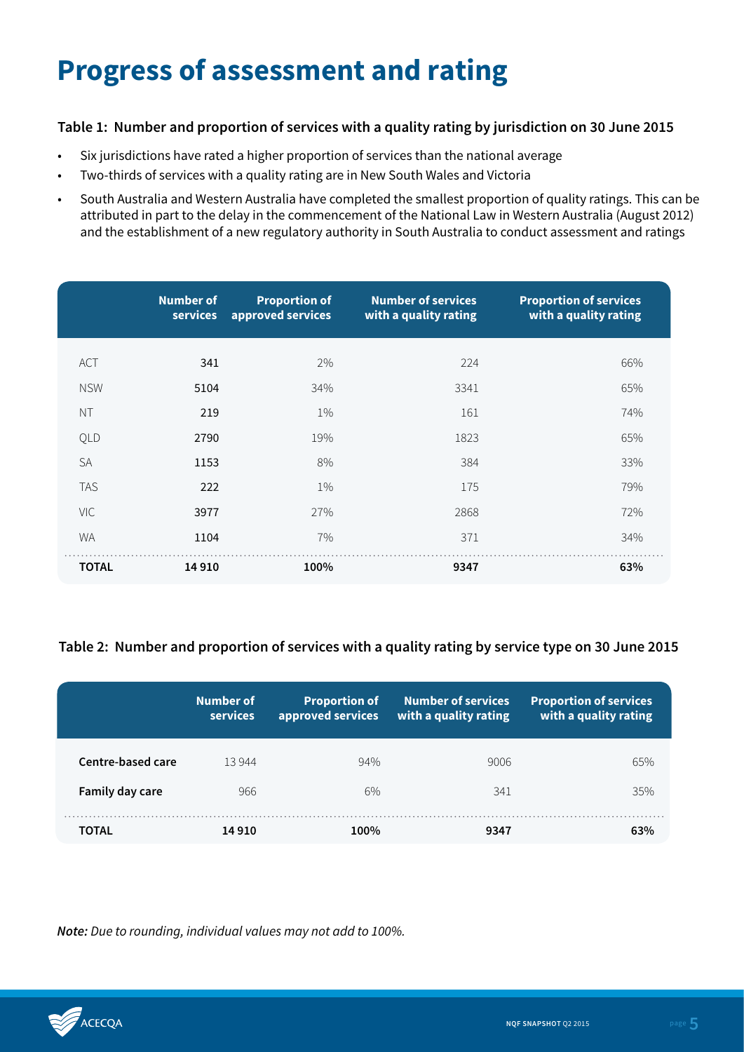# Progress of assessment and rating

**Table 1: Number and proportion of services with a quality rating by jurisdiction on 30 June 2015**

- Six jurisdictions have rated a higher proportion of services than the national average
- Two-thirds of services with a quality rating are in New South Wales and Victoria
- South Australia and Western Australia have completed the smallest proportion of quality ratings. This can be attributed in part to the delay in the commencement of the National Law in Western Australia (August 2012) and the establishment of a new regulatory authority in South Australia to conduct assessment and ratings

| | Number of services | Proportion of approved services | Number of services with a quality rating | Proportion of services with a quality rating |
|---|---|---|---|---|
| ACT | 341 | 2% | 224 | 66% |
| NSW | 5104 | 34% | 3341 | 65% |
| NT | 219 | 1% | 161 | 74% |
| QLD | 2790 | 19% | 1823 | 65% |
| SA | 1153 | 8% | 384 | 33% |
| TAS | 222 | 1% | 175 | 79% |
| VIC | 3977 | 27% | 2868 | 72% |
| WA | 1104 | 7% | 371 | 34% |
| **TOTAL** | **14 910** | **100%** | **9347** | **63%** |

**Table 2: Number and proportion of services with a quality rating by service type on 30 June 2015**

| | Number of services | Proportion of approved services | Number of services with a quality rating | Proportion of services with a quality rating |
|---|---|---|---|---|
| **Centre-based care** | 13 944 | 94% | 9006 | 65% |
| **Family day care** | 966 | 6% | 341 | 35% |
| **TOTAL** | **14 910** | **100%** | **9347** | **63%** |

***Note:*** *Due to rounding, individual values may not add to 100%.*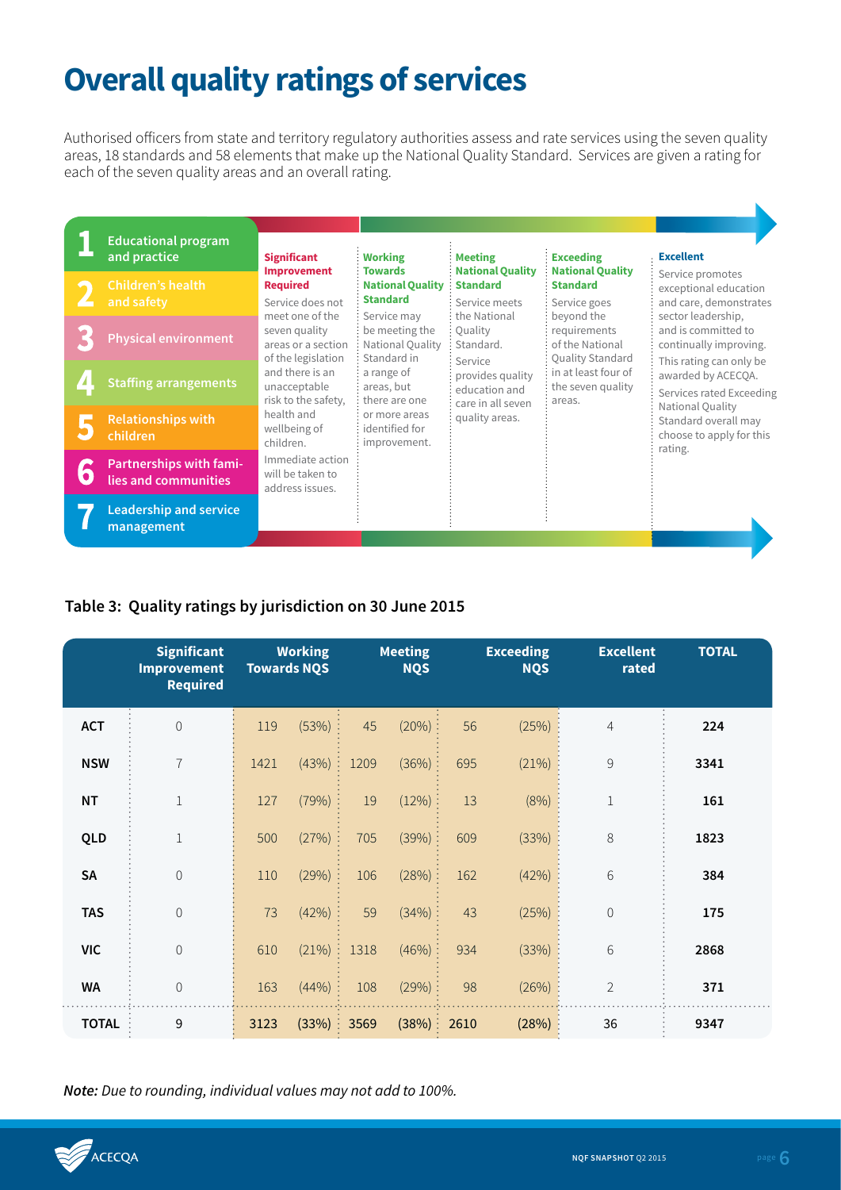# Overall quality ratings of services

Authorised officers from state and territory regulatory authorities assess and rate services using the seven quality areas, 18 standards and 58 elements that make up the National Quality Standard. Services are given a rating for each of the seven quality areas and an overall rating.

1. Educational program and practice
2. Children's health and safety
3. Physical environment
4. Staffing arrangements
5. Relationships with children
6. Partnerships with families and communities
7. Leadership and service management

**Significant Improvement Required**
Service does not meet one of the seven quality areas or a section of the legislation and there is an unacceptable risk to the safety, health and wellbeing of children.
Immediate action will be taken to address issues.

**Working Towards National Quality Standard**
Service may be meeting the National Quality Standard in a range of areas, but there are one or more areas identified for improvement.

**Meeting National Quality Standard**
Service meets the National Quality Standard.
Service provides quality education and care in all seven quality areas.

**Exceeding National Quality Standard**
Service goes beyond the requirements of the National Quality Standard in at least four of the seven quality areas.

**Excellent**
Service promotes exceptional education and care, demonstrates sector leadership, and is committed to continually improving.
This rating can only be awarded by ACECQA.
Services rated Exceeding National Quality Standard overall may choose to apply for this rating.

**Table 3: Quality ratings by jurisdiction on 30 June 2015**

| | Significant Improvement Required | Working Towards NQS | | Meeting NQS | | Exceeding NQS | | Excellent rated | TOTAL |
|---|---|---|---|---|---|---|---|---|---|
| **ACT** | 0 | 119 | (53%) | 45 | (20%) | 56 | (25%) | 4 | **224** |
| **NSW** | 7 | 1421 | (43%) | 1209 | (36%) | 695 | (21%) | 9 | **3341** |
| **NT** | 1 | 127 | (79%) | 19 | (12%) | 13 | (8%) | 1 | **161** |
| **QLD** | 1 | 500 | (27%) | 705 | (39%) | 609 | (33%) | 8 | **1823** |
| **SA** | 0 | 110 | (29%) | 106 | (28%) | 162 | (42%) | 6 | **384** |
| **TAS** | 0 | 73 | (42%) | 59 | (34%) | 43 | (25%) | 0 | **175** |
| **VIC** | 0 | 610 | (21%) | 1318 | (46%) | 934 | (33%) | 6 | **2868** |
| **WA** | 0 | 163 | (44%) | 108 | (29%) | 98 | (26%) | 2 | **371** |
| **TOTAL** | 9 | 3123 | (33%) | 3569 | (38%) | 2610 | (28%) | 36 | 9347 |

***Note:** Due to rounding, individual values may not add to 100%.*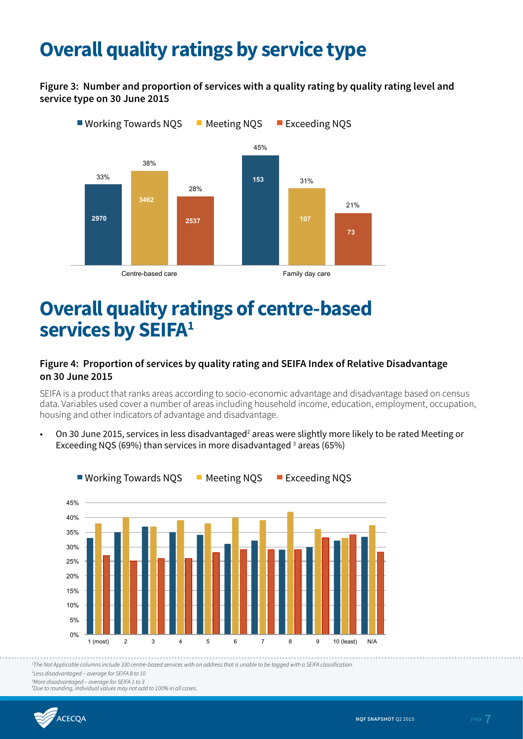# Overall quality ratings by service type

**Figure 3: Number and proportion of services with a quality rating by quality rating level and service type on 30 June 2015**

| | Working Towards NQS | Meeting NQS | Exceeding NQS |
|---|---|---|---|
| Centre-based care | 2970 (33%) | 3462 (38%) | 2537 (28%) |
| Family day care | 153 (45%) | 107 (31%) | 73 (21%) |

# Overall quality ratings of centre-based services by SEIFA[1]

**Figure 4: Proportion of services by quality rating and SEIFA Index of Relative Disadvantage on 30 June 2015**

SEIFA is a product that ranks areas according to socio-economic advantage and disadvantage based on census data. Variables used cover a number of areas including household income, education, employment, occupation, housing and other indicators of advantage and disadvantage.

- On 30 June 2015, services in less disadvantaged[2] areas were slightly more likely to be rated Meeting or Exceeding NQS (69%) than services in more disadvantaged [3] areas (65%)

[1]The Not Applicable columns include 330 centre-based services with an address that is unable to be tagged with a SEIFA classification.

[2]Less disadvantaged – average for SEIFA 8 to 10

[3]More disadvantaged – average for SEIFA 1 to 3

[4]Due to rounding, individual values may not add to 100% in all cases.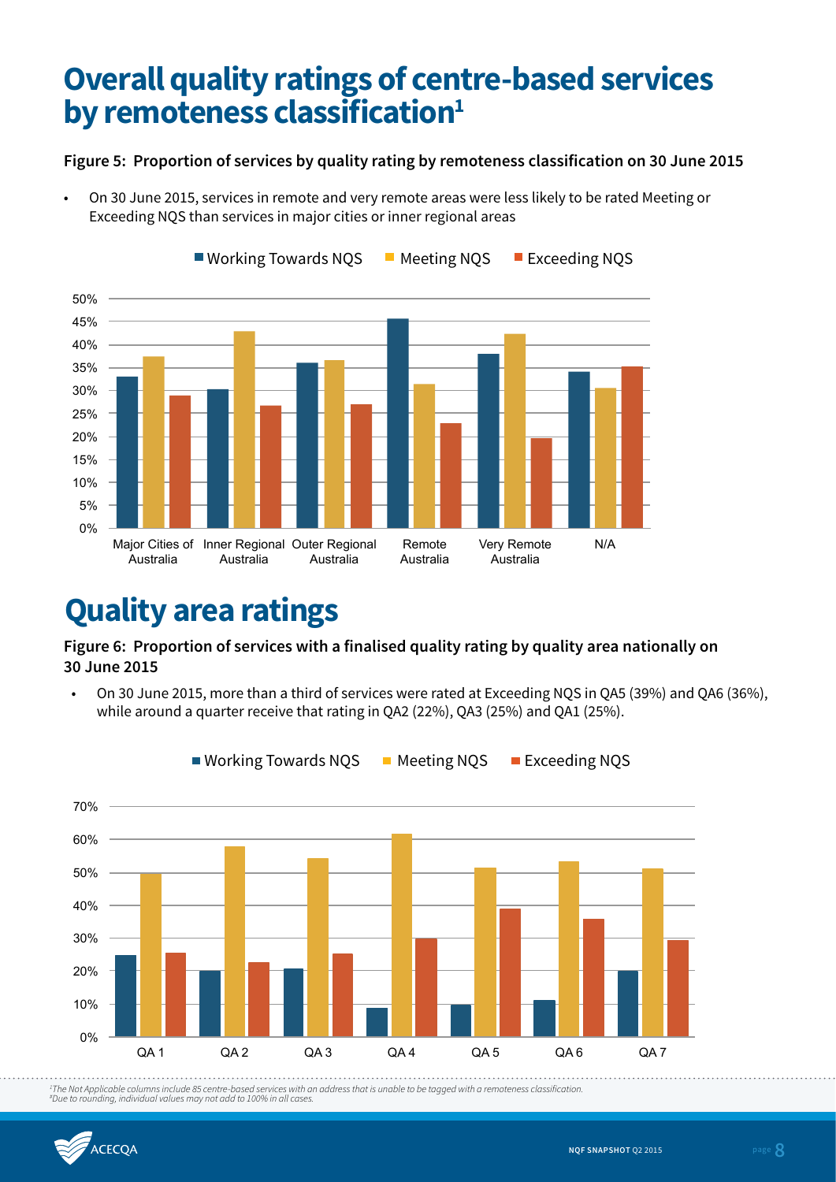# Overall quality ratings of centre-based services by remoteness classification[1]

**Figure 5: Proportion of services by quality rating by remoteness classification on 30 June 2015**

- On 30 June 2015, services in remote and very remote areas were less likely to be rated Meeting or Exceeding NQS than services in major cities or inner regional areas

# Quality area ratings

**Figure 6: Proportion of services with a finalised quality rating by quality area nationally on 30 June 2015**

- On 30 June 2015, more than a third of services were rated at Exceeding NQS in QA5 (39%) and QA6 (36%), while around a quarter receive that rating in QA2 (22%), QA3 (25%) and QA1 (25%).

*[1]The Not Applicable columns include 85 centre-based services with an address that is unable to be tagged with a remoteness classification.*
*[2]Due to rounding, individual values may not add to 100% in all cases.*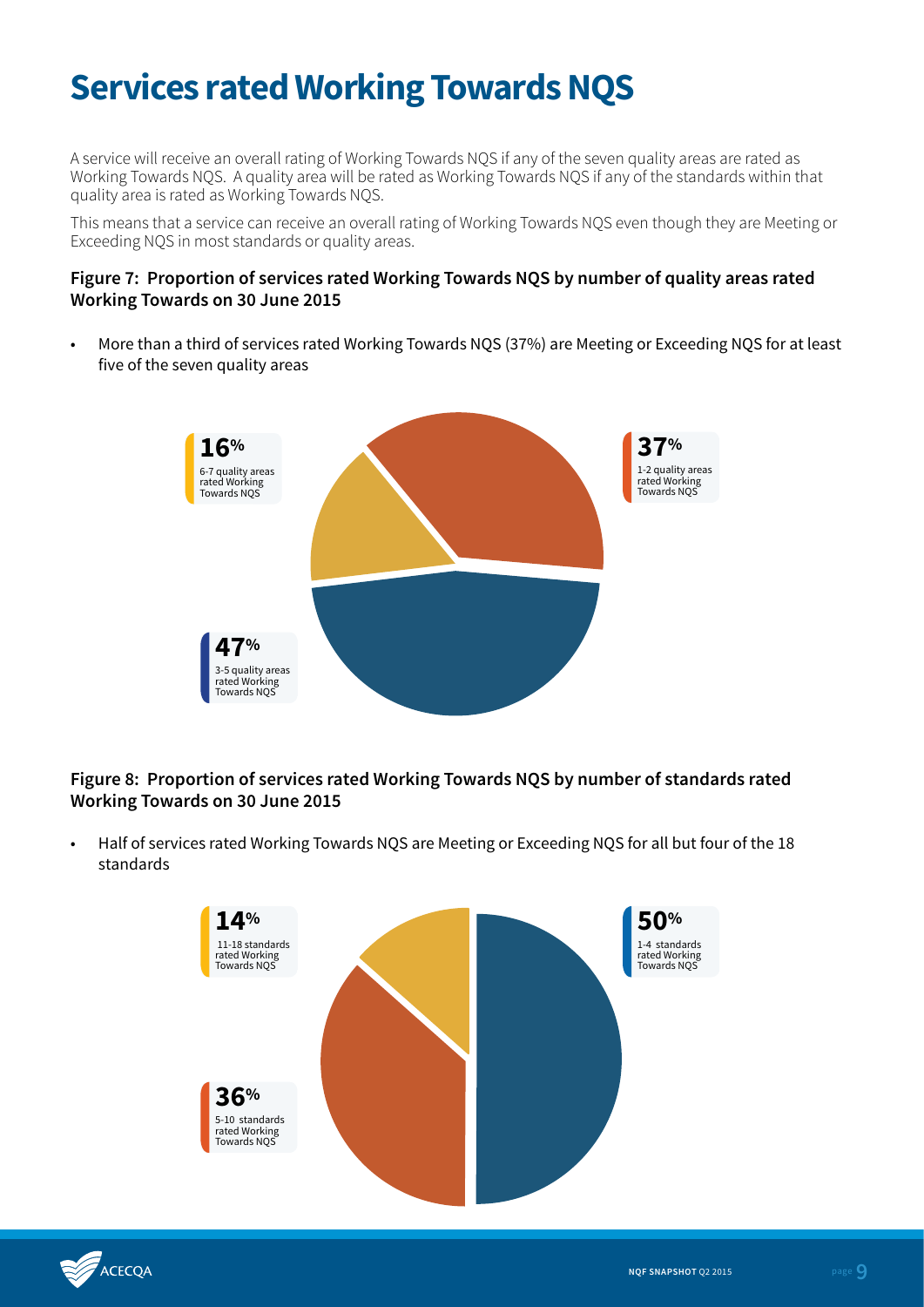# Services rated Working Towards NQS

A service will receive an overall rating of Working Towards NQS if any of the seven quality areas are rated as Working Towards NQS. A quality area will be rated as Working Towards NQS if any of the standards within that quality area is rated as Working Towards NQS.

This means that a service can receive an overall rating of Working Towards NQS even though they are Meeting or Exceeding NQS in most standards or quality areas.

**Figure 7: Proportion of services rated Working Towards NQS by number of quality areas rated Working Towards on 30 June 2015**

- More than a third of services rated Working Towards NQS (37%) are Meeting or Exceeding NQS for at least five of the seven quality areas

16% 6-7 quality areas rated Working Towards NQS

37% 1-2 quality areas rated Working Towards NQS

47% 3-5 quality areas rated Working Towards NQS

**Figure 8: Proportion of services rated Working Towards NQS by number of standards rated Working Towards on 30 June 2015**

- Half of services rated Working Towards NQS are Meeting or Exceeding NQS for all but four of the 18 standards

14% 11-18 standards rated Working Towards NQS

50% 1-4 standards rated Working Towards NQS

36% 5-10 standards rated Working Towards NQS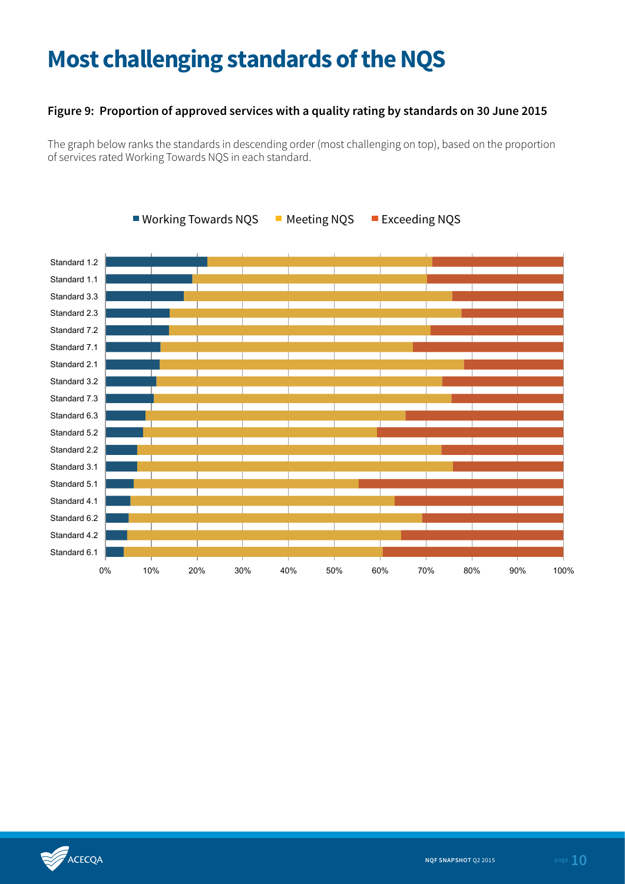# Most challenging standards of the NQS

### Figure 9: Proportion of approved services with a quality rating by standards on 30 June 2015

The graph below ranks the standards in descending order (most challenging on top), based on the proportion of services rated Working Towards NQS in each standard.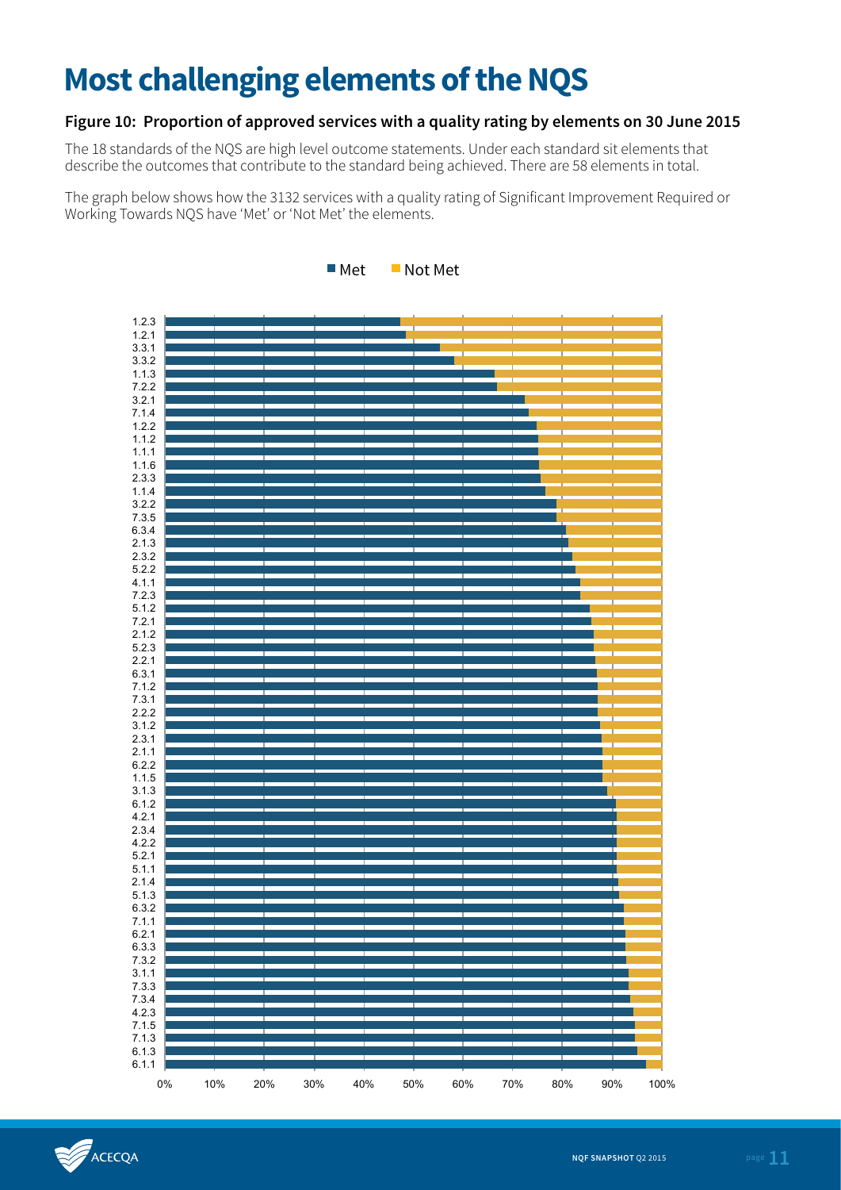# Most challenging elements of the NQS

**Figure 10: Proportion of approved services with a quality rating by elements on 30 June 2015**

The 18 standards of the NQS are high level outcome statements. Under each standard sit elements that describe the outcomes that contribute to the standard being achieved. There are 58 elements in total.

The graph below shows how the 3132 services with a quality rating of Significant Improvement Required or Working Towards NQS have 'Met' or 'Not Met' the elements.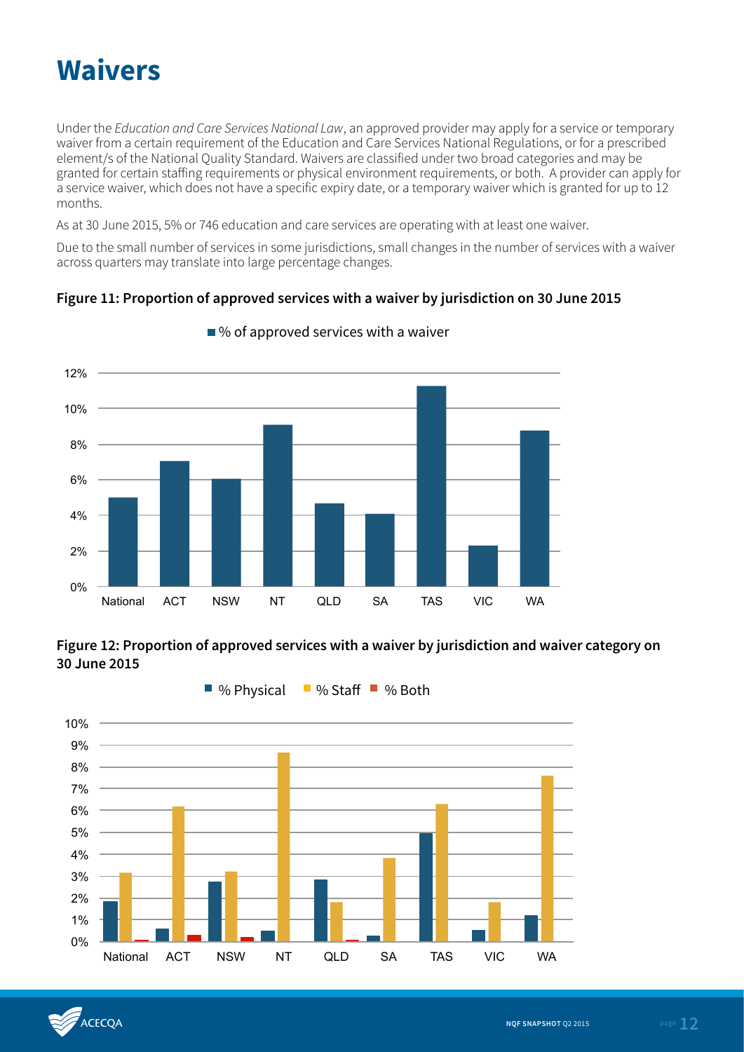# Waivers

Under the *Education and Care Services National Law*, an approved provider may apply for a service or temporary waiver from a certain requirement of the Education and Care Services National Regulations, or for a prescribed element/s of the National Quality Standard. Waivers are classified under two broad categories and may be granted for certain staffing requirements or physical environment requirements, or both. A provider can apply for a service waiver, which does not have a specific expiry date, or a temporary waiver which is granted for up to 12 months.

As at 30 June 2015, 5% or 746 education and care services are operating with at least one waiver.

Due to the small number of services in some jurisdictions, small changes in the number of services with a waiver across quarters may translate into large percentage changes.

**Figure 11: Proportion of approved services with a waiver by jurisdiction on 30 June 2015**

**Figure 12: Proportion of approved services with a waiver by jurisdiction and waiver category on 30 June 2015**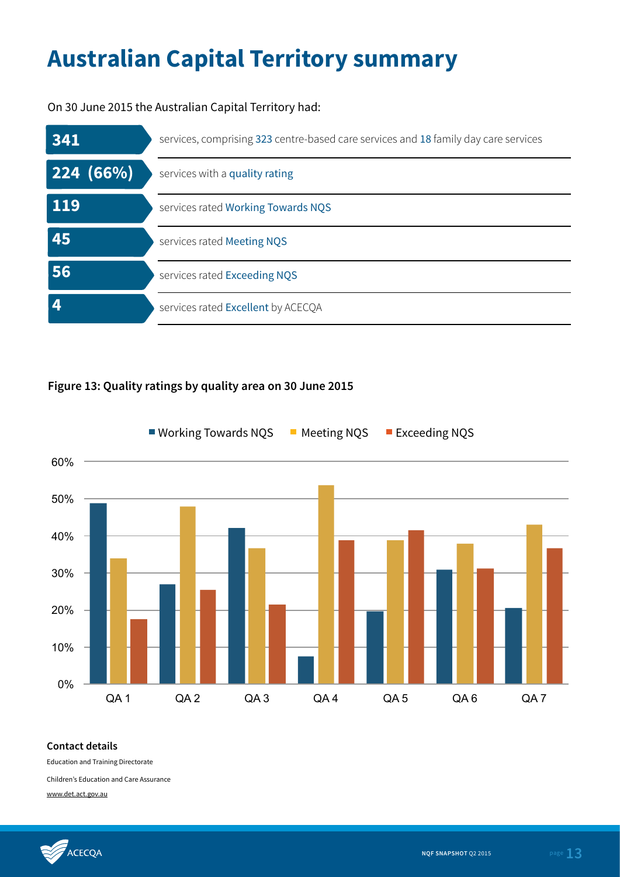# Australian Capital Territory summary

On 30 June 2015 the Australian Capital Territory had:

| | |
|---|---|
| **341** | services, comprising 323 centre-based care services and 18 family day care services |
| **224 (66%)** | services with a quality rating |
| **119** | services rated Working Towards NQS |
| **45** | services rated Meeting NQS |
| **56** | services rated Exceeding NQS |
| **4** | services rated Excellent by ACECQA |

**Figure 13: Quality ratings by quality area on 30 June 2015**

Legend: Working Towards NQS, Meeting NQS, Exceeding NQS

Y-axis: 0%, 10%, 20%, 30%, 40%, 50%, 60%

X-axis: QA 1, QA 2, QA 3, QA 4, QA 5, QA 6, QA 7

**Contact details**

Education and Training Directorate

Children's Education and Care Assurance

www.det.act.gov.au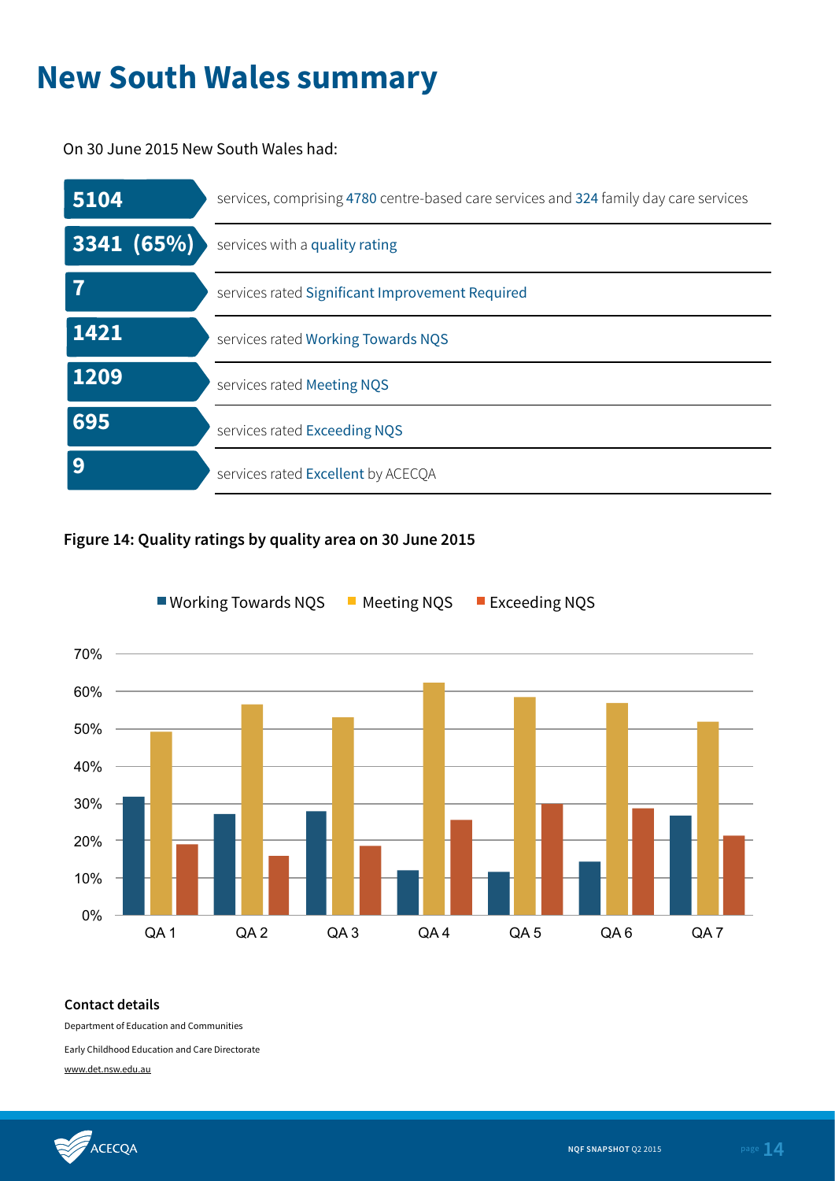# New South Wales summary

On 30 June 2015 New South Wales had:

| | |
|---|---|
| **5104** | services, comprising 4780 centre-based care services and 324 family day care services |
| **3341 (65%)** | services with a quality rating |
| **7** | services rated Significant Improvement Required |
| **1421** | services rated Working Towards NQS |
| **1209** | services rated Meeting NQS |
| **695** | services rated Exceeding NQS |
| **9** | services rated Excellent by ACECQA |

**Figure 14: Quality ratings by quality area on 30 June 2015**

**Contact details**

Department of Education and Communities

Early Childhood Education and Care Directorate

www.det.nsw.edu.au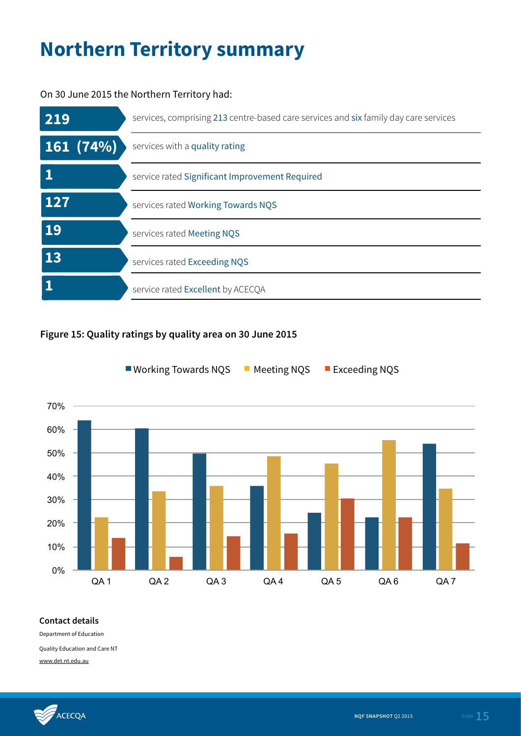# Northern Territory summary

On 30 June 2015 the Northern Territory had:

| | |
|---|---|
| **219** | services, comprising 213 centre-based care services and six family day care services |
| **161 (74%)** | services with a quality rating |
| **1** | service rated Significant Improvement Required |
| **127** | services rated Working Towards NQS |
| **19** | services rated Meeting NQS |
| **13** | services rated Exceeding NQS |
| **1** | service rated Excellent by ACECQA |

**Figure 15: Quality ratings by quality area on 30 June 2015**

■ Working Towards NQS ■ Meeting NQS ■ Exceeding NQS

70%
60%
50%
40%
30%
20%
10%
0%

QA 1 QA 2 QA 3 QA 4 QA 5 QA 6 QA 7

**Contact details**

Department of Education

Quality Education and Care NT

www.det.nt.edu.au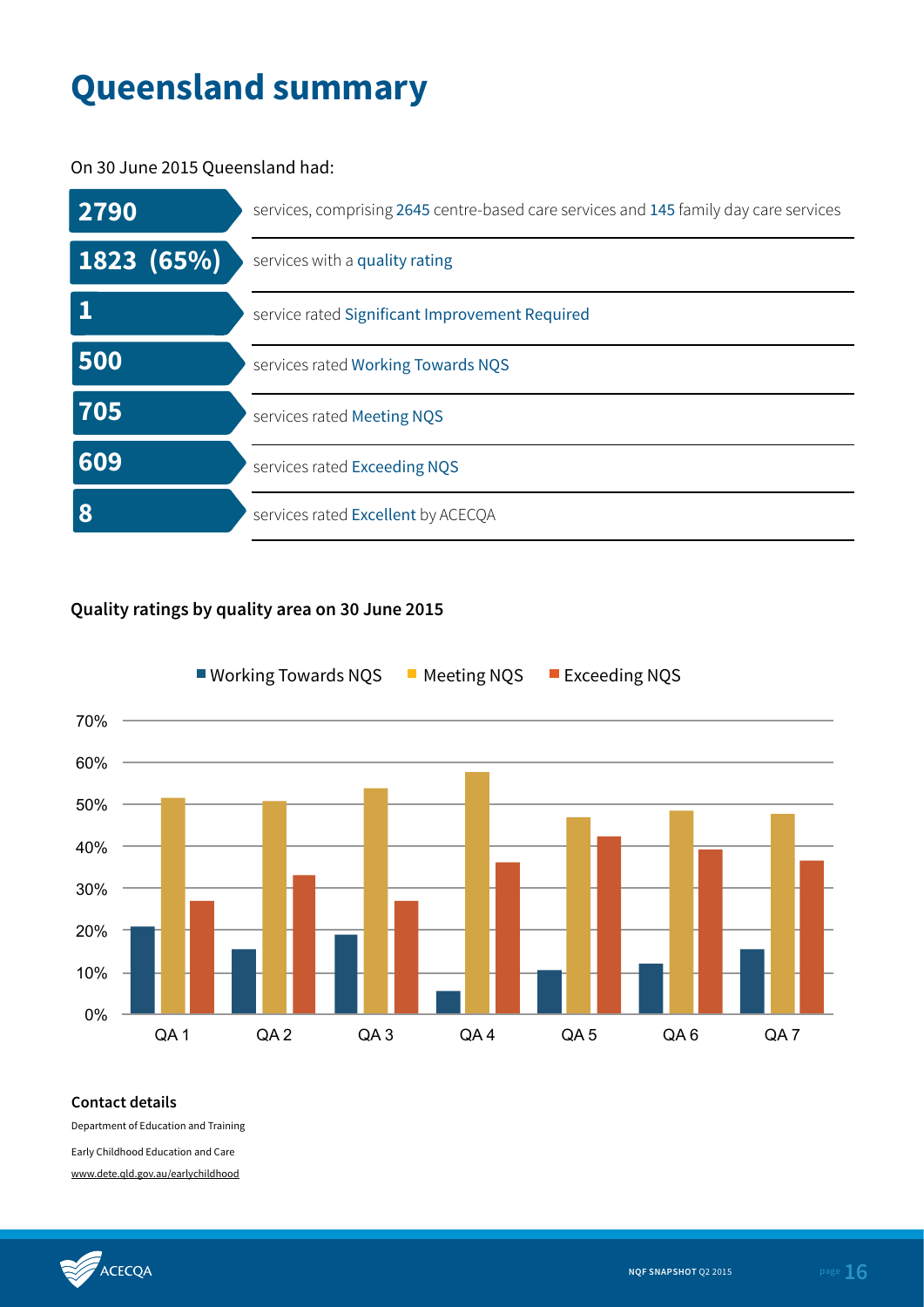# Queensland summary

On 30 June 2015 Queensland had:

| | |
|---|---|
| **2790** | services, comprising 2645 centre-based care services and 145 family day care services |
| **1823 (65%)** | services with a quality rating |
| **1** | service rated Significant Improvement Required |
| **500** | services rated Working Towards NQS |
| **705** | services rated Meeting NQS |
| **609** | services rated Exceeding NQS |
| **8** | services rated Excellent by ACECQA |

**Quality ratings by quality area on 30 June 2015**

■ Working Towards NQS ■ Meeting NQS ■ Exceeding NQS

**Contact details**

Department of Education and Training

Early Childhood Education and Care

www.dete.qld.gov.au/earlychildhood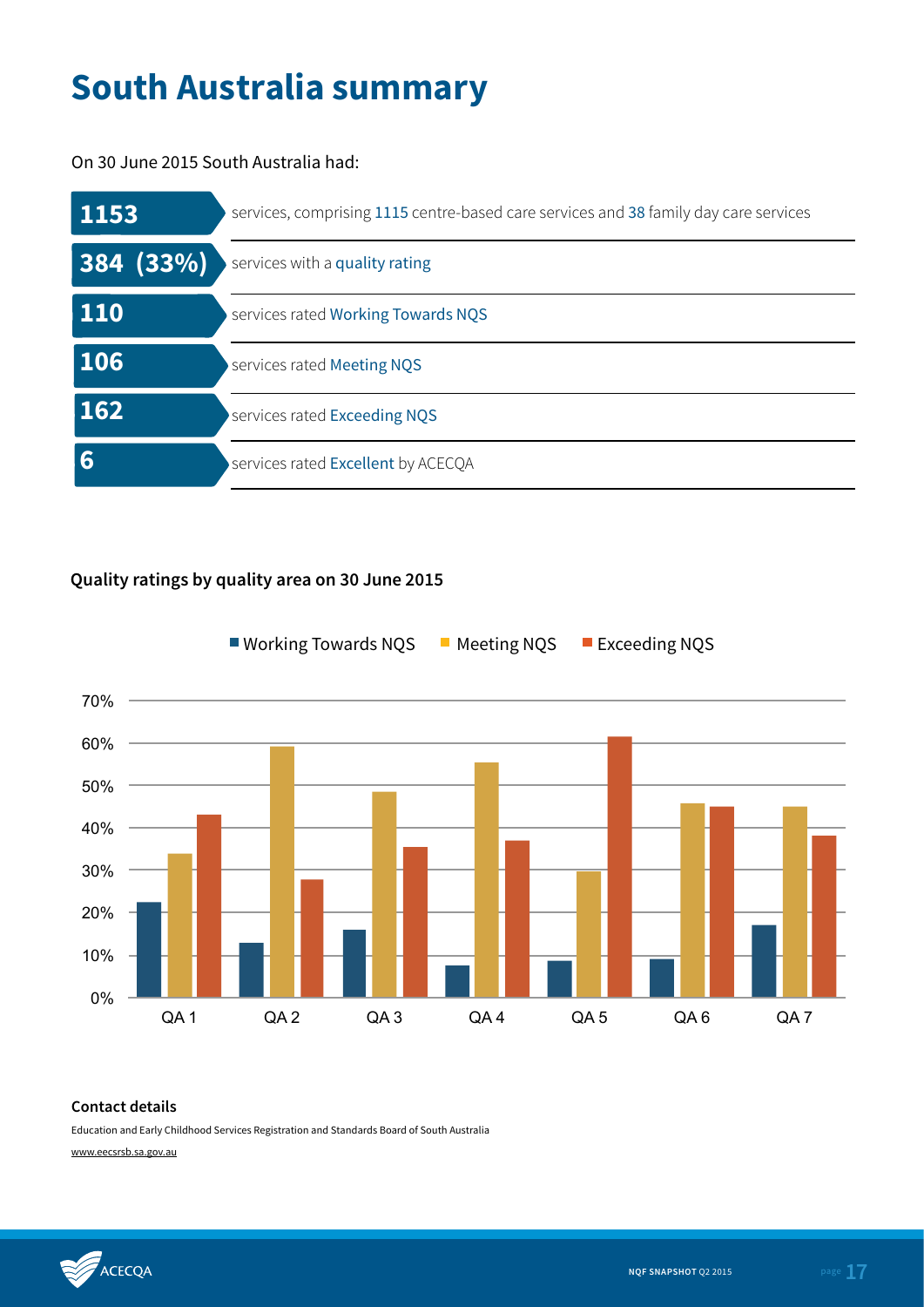# South Australia summary

On 30 June 2015 South Australia had:

| | |
|---|---|
| **1153** | services, comprising 1115 centre-based care services and 38 family day care services |
| **384 (33%)** | services with a quality rating |
| **110** | services rated Working Towards NQS |
| **106** | services rated Meeting NQS |
| **162** | services rated Exceeding NQS |
| **6** | services rated Excellent by ACECQA |

### Quality ratings by quality area on 30 June 2015

Working Towards NQS | Meeting NQS | Exceeding NQS

70% | 60% | 50% | 40% | 30% | 20% | 10% | 0%

QA 1 | QA 2 | QA 3 | QA 4 | QA 5 | QA 6 | QA 7

### Contact details

Education and Early Childhood Services Registration and Standards Board of South Australia

www.eecsrsb.sa.gov.au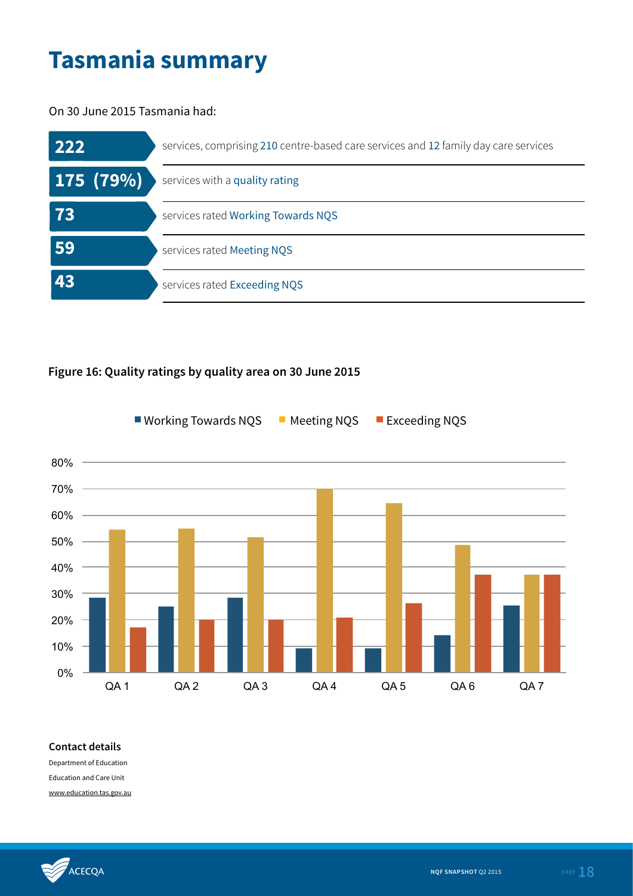# Tasmania summary

On 30 June 2015 Tasmania had:

| | |
|---|---|
| **222** | services, comprising 210 centre-based care services and 12 family day care services |
| **175 (79%)** | services with a quality rating |
| **73** | services rated Working Towards NQS |
| **59** | services rated Meeting NQS |
| **43** | services rated Exceeding NQS |

**Figure 16: Quality ratings by quality area on 30 June 2015**

Working Towards NQS | Meeting NQS | Exceeding NQS

80% 70% 60% 50% 40% 30% 20% 10% 0%

QA 1 QA 2 QA 3 QA 4 QA 5 QA 6 QA 7

**Contact details**

Department of Education

Education and Care Unit

www.education.tas.gov.au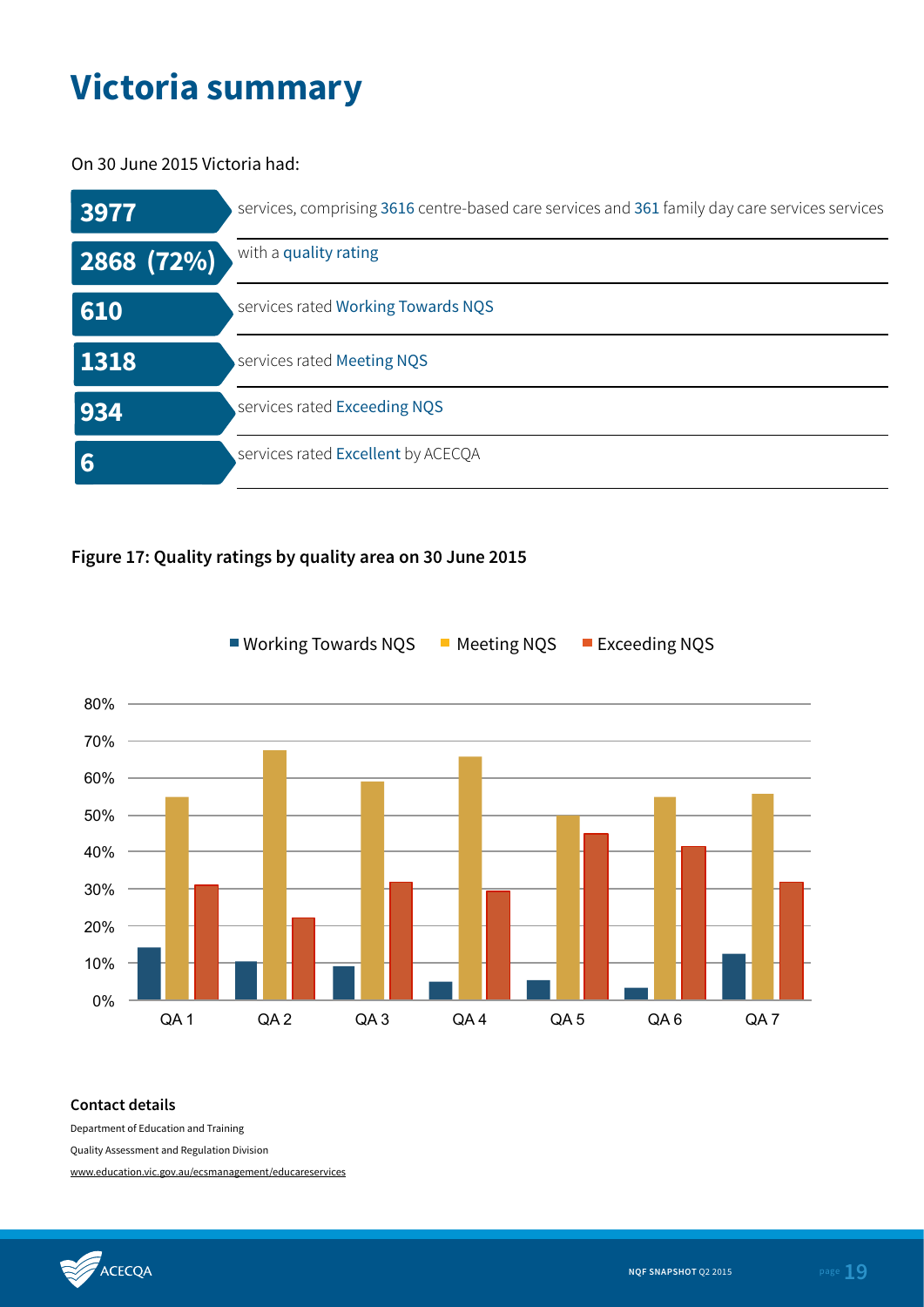# Victoria summary

On 30 June 2015 Victoria had:

| | |
|---|---|
| **3977** | services, comprising 3616 centre-based care services and 361 family day care services services |
| **2868 (72%)** | with a quality rating |
| **610** | services rated Working Towards NQS |
| **1318** | services rated Meeting NQS |
| **934** | services rated Exceeding NQS |
| **6** | services rated Excellent by ACECQA |

**Figure 17: Quality ratings by quality area on 30 June 2015**

Working Towards NQS · Meeting NQS · Exceeding NQS

80%
70%
60%
50%
40%
30%
20%
10%
0%

QA 1 · QA 2 · QA 3 · QA 4 · QA 5 · QA 6 · QA 7

**Contact details**

Department of Education and Training

Quality Assessment and Regulation Division

www.education.vic.gov.au/ecsmanagement/educareservices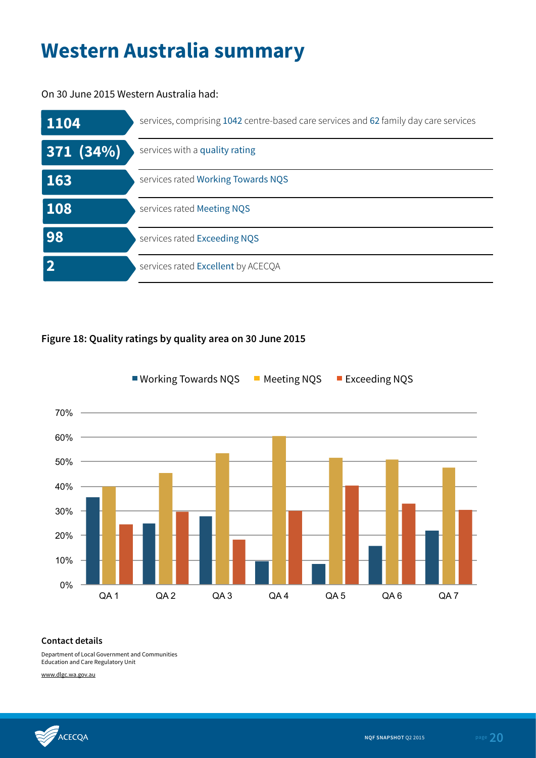# Western Australia summary

On 30 June 2015 Western Australia had:

| | |
|---|---|
| **1104** | services, comprising 1042 centre-based care services and 62 family day care services |
| **371 (34%)** | services with a quality rating |
| **163** | services rated Working Towards NQS |
| **108** | services rated Meeting NQS |
| **98** | services rated Exceeding NQS |
| **2** | services rated Excellent by ACECQA |

**Figure 18: Quality ratings by quality area on 30 June 2015**

Working Towards NQS | Meeting NQS | Exceeding NQS

70% | 60% | 50% | 40% | 30% | 20% | 10% | 0%

QA 1 | QA 2 | QA 3 | QA 4 | QA 5 | QA 6 | QA 7

### Contact details

Department of Local Government and Communities
Education and Care Regulatory Unit

www.dlgc.wa.gov.au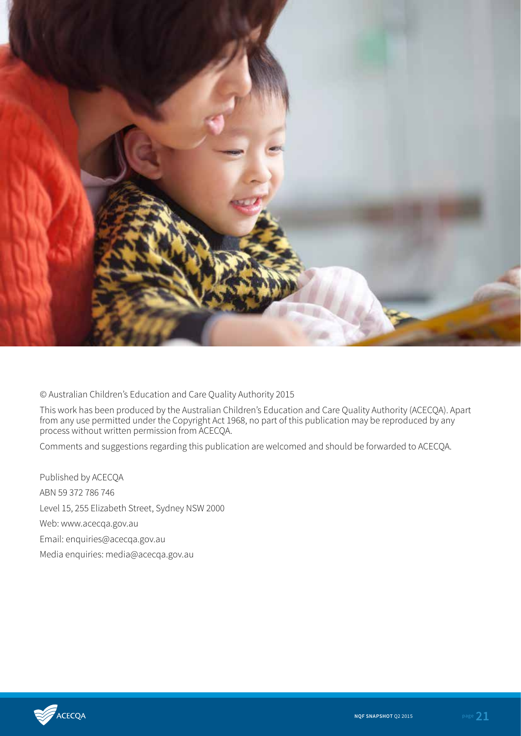© Australian Children's Education and Care Quality Authority 2015

This work has been produced by the Australian Children's Education and Care Quality Authority (ACECQA). Apart from any use permitted under the Copyright Act 1968, no part of this publication may be reproduced by any process without written permission from ACECQA.

Comments and suggestions regarding this publication are welcomed and should be forwarded to ACECQA.

Published by ACECQA

ABN 59 372 786 746

Level 15, 255 Elizabeth Street, Sydney NSW 2000

Web: www.acecqa.gov.au

Email: enquiries@acecqa.gov.au

Media enquiries: media@acecqa.gov.au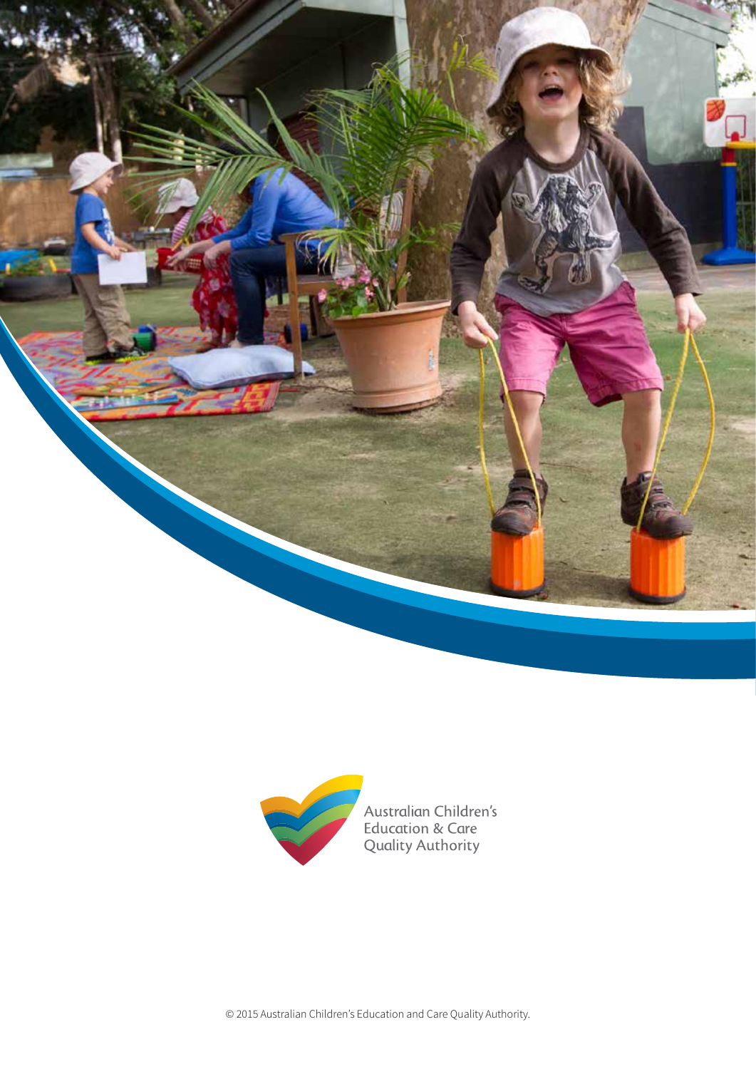Australian Children's Education & Care Quality Authority

© 2015 Australian Children's Education and Care Quality Authority.